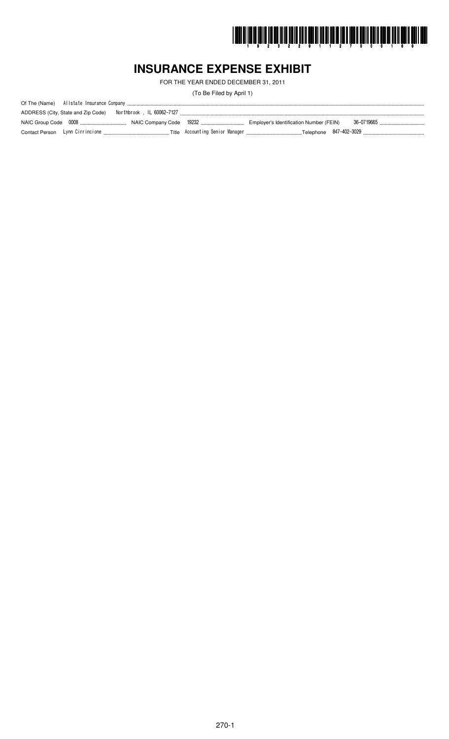# INSURANCE EXPENSE EXHIBIT

FOR THE YEAR ENDED DECEMBER 31, 2011

(To Be Filed by April 1)

Of The (Name) Allstate Insurance Company

ADDRESS (City, State and Zip Code) Northbrook , IL 60062-7127

NAIC Group Code 0008 NAIC Company Code 19232 Employer's Identification Number (FEIN) 36-0719665

Contact Person Lynn Cirrincione Title Accounting Senior Manager Telephone 847-402-3029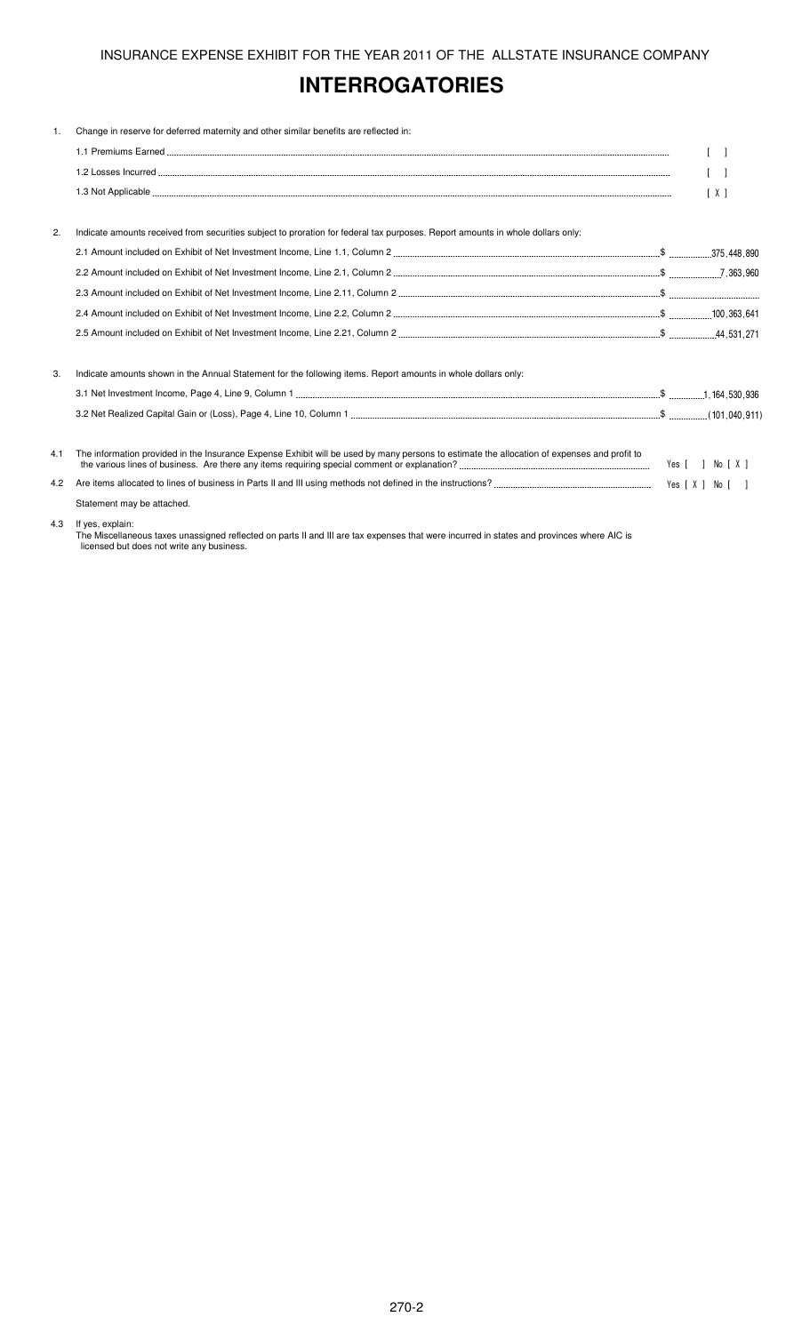INSURANCE EXPENSE EXHIBIT FOR THE YEAR 2011 OF THE ALLSTATE INSURANCE COMPANY

# INTERROGATORIES

1. Change in reserve for deferred maternity and other similar benefits are reflected in:

| | |
|---|---|
| 1.1 Premiums Earned | [ ] |
| 1.2 Losses Incurred | [ ] |
| 1.3 Not Applicable | [ X ] |

2. Indicate amounts received from securities subject to proration for federal tax purposes. Report amounts in whole dollars only:

| | |
|---|---|
| 2.1 Amount included on Exhibit of Net Investment Income, Line 1.1, Column 2 | $ 375,448,890 |
| 2.2 Amount included on Exhibit of Net Investment Income, Line 2.1, Column 2 | $ 7,363,960 |
| 2.3 Amount included on Exhibit of Net Investment Income, Line 2.11, Column 2 | $ |
| 2.4 Amount included on Exhibit of Net Investment Income, Line 2.2, Column 2 | $ 100,363,641 |
| 2.5 Amount included on Exhibit of Net Investment Income, Line 2.21, Column 2 | $ 44,531,271 |

3. Indicate amounts shown in the Annual Statement for the following items. Report amounts in whole dollars only:

| | |
|---|---|
| 3.1 Net Investment Income, Page 4, Line 9, Column 1 | $ 1,164,530,936 |
| 3.2 Net Realized Capital Gain or (Loss), Page 4, Line 10, Column 1 | $ (101,040,911) |

4.1 The information provided in the Insurance Expense Exhibit will be used by many persons to estimate the allocation of expenses and profit to the various lines of business. Are there any items requiring special comment or explanation? Yes [ ] No [ X ]

4.2 Are items allocated to lines of business in Parts II and III using methods not defined in the instructions? Yes [ X ] No [ ]

Statement may be attached.

4.3 If yes, explain:
The Miscellaneous taxes unassigned reflected on parts II and III are tax expenses that were incurred in states and provinces where AIC is licensed but does not write any business.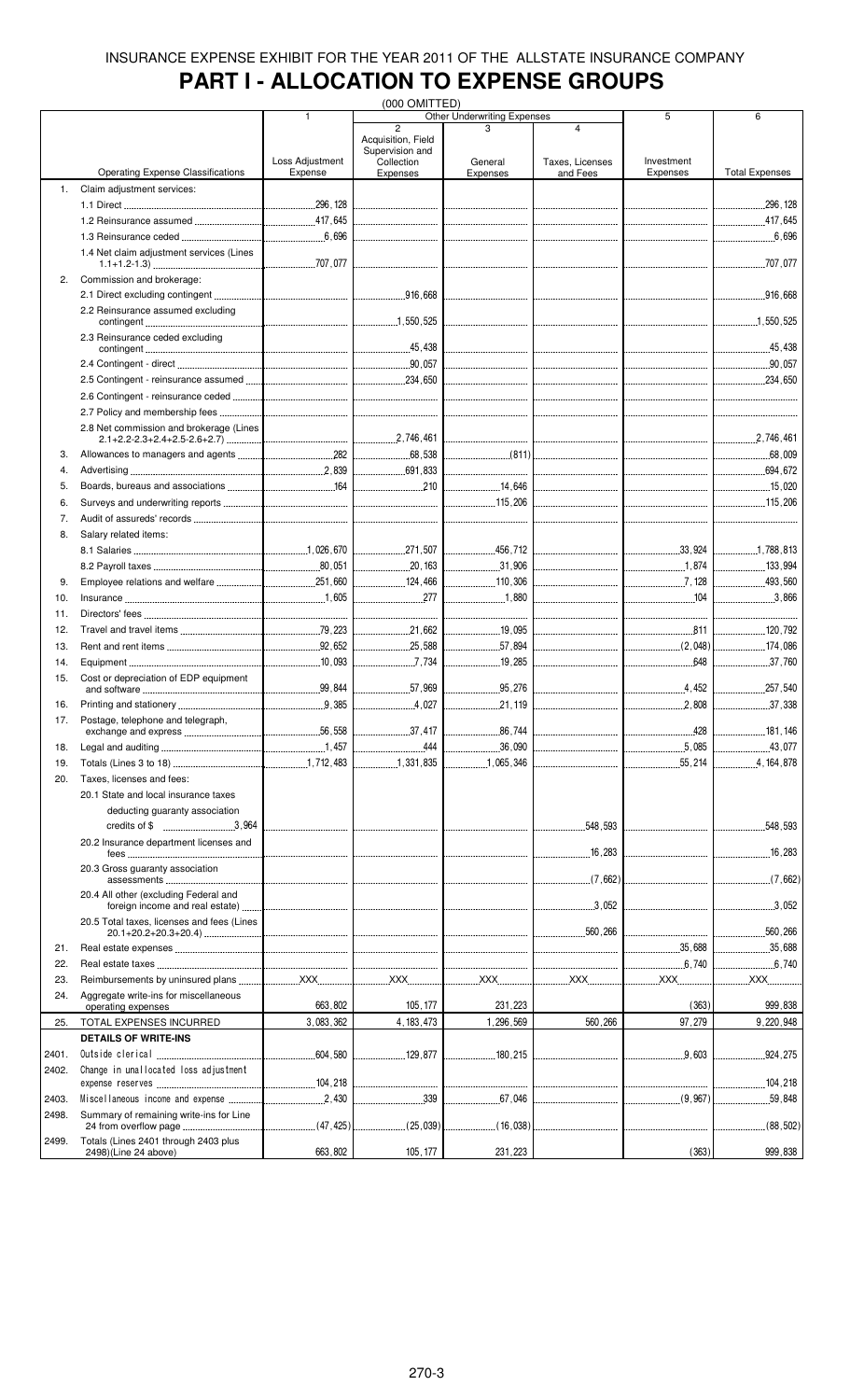INSURANCE EXPENSE EXHIBIT FOR THE YEAR 2011 OF THE ALLSTATE INSURANCE COMPANY

# PART I - ALLOCATION TO EXPENSE GROUPS

(000 OMITTED)

| | Operating Expense Classifications | 1 Loss Adjustment Expense | Other Underwriting Expenses 2 Acquisition, Field Supervision and Collection Expenses | 3 General Expenses | 4 Taxes, Licenses and Fees | 5 Investment Expenses | 6 Total Expenses |
|---|---|---|---|---|---|---|---|
| 1. | Claim adjustment services: | | | | | | |
| | 1.1 Direct | 296,128 | | | | | 296,128 |
| | 1.2 Reinsurance assumed | 417,645 | | | | | 417,645 |
| | 1.3 Reinsurance ceded | 6,696 | | | | | 6,696 |
| | 1.4 Net claim adjustment services (Lines 1.1+1.2-1.3) | 707,077 | | | | | 707,077 |
| 2. | Commission and brokerage: | | | | | | |
| | 2.1 Direct excluding contingent | | 916,668 | | | | 916,668 |
| | 2.2 Reinsurance assumed excluding contingent | | 1,550,525 | | | | 1,550,525 |
| | 2.3 Reinsurance ceded excluding contingent | | 45,438 | | | | 45,438 |
| | 2.4 Contingent - direct | | 90,057 | | | | 90,057 |
| | 2.5 Contingent - reinsurance assumed | | 234,650 | | | | 234,650 |
| | 2.6 Contingent - reinsurance ceded | | | | | | |
| | 2.7 Policy and membership fees | | | | | | |
| | 2.8 Net commission and brokerage (Lines 2.1+2.2-2.3+2.4+2.5-2.6+2.7) | | 2,746,461 | | | | 2,746,461 |
| 3. | Allowances to managers and agents | 282 | 68,538 | (811) | | | 68,009 |
| 4. | Advertising | 2,839 | 691,833 | | | | 694,672 |
| 5. | Boards, bureaus and associations | 164 | 210 | 14,646 | | | 15,020 |
| 6. | Surveys and underwriting reports | | | 115,206 | | | 115,206 |
| 7. | Audit of assureds' records | | | | | | |
| 8. | Salary related items: | | | | | | |
| | 8.1 Salaries | 1,026,670 | 271,507 | 456,712 | | 33,924 | 1,788,813 |
| | 8.2 Payroll taxes | 80,051 | 20,163 | 31,906 | | 1,874 | 133,994 |
| 9. | Employee relations and welfare | 251,660 | 124,466 | 110,306 | | 7,128 | 493,560 |
| 10. | Insurance | 1,605 | 277 | 1,880 | | 104 | 3,866 |
| 11. | Directors' fees | | | | | | |
| 12. | Travel and travel items | 79,223 | 21,662 | 19,095 | | 811 | 120,792 |
| 13. | Rent and rent items | 92,652 | 25,588 | 57,894 | | (2,048) | 174,086 |
| 14. | Equipment | 10,093 | 7,734 | 19,285 | | 648 | 37,760 |
| 15. | Cost or depreciation of EDP equipment and software | 99,844 | 57,969 | 95,276 | | 4,452 | 257,540 |
| 16. | Printing and stationery | 9,385 | 4,027 | 21,119 | | 2,808 | 37,338 |
| 17. | Postage, telephone and telegraph, exchange and express | 56,558 | 37,417 | 86,744 | | 428 | 181,146 |
| 18. | Legal and auditing | 1,457 | 444 | 36,090 | | 5,085 | 43,077 |
| 19. | Totals (Lines 3 to 18) | 1,712,483 | 1,331,835 | 1,065,346 | | 55,214 | 4,164,878 |
| 20. | Taxes, licenses and fees: | | | | | | |
| | 20.1 State and local insurance taxes deducting guaranty association credits of $ 3,964 | | | | 548,593 | | 548,593 |
| | 20.2 Insurance department licenses and fees | | | | 16,283 | | 16,283 |
| | 20.3 Gross guaranty association assessments | | | | (7,662) | | (7,662) |
| | 20.4 All other (excluding Federal and foreign income and real estate) | | | | 3,052 | | 3,052 |
| | 20.5 Total taxes, licenses and fees (Lines 20.1+20.2+20.3+20.4) | | | | 560,266 | | 560,266 |
| 21. | Real estate expenses | | | | | 35,688 | 35,688 |
| 22. | Real estate taxes | | | | | 6,740 | 6,740 |
| 23. | Reimbursements by uninsured plans | XXX | XXX | XXX | XXX | XXX | XXX |
| 24. | Aggregate write-ins for miscellaneous operating expenses | 663,802 | 105,177 | 231,223 | | (363) | 999,838 |
| 25. | TOTAL EXPENSES INCURRED | 3,083,362 | 4,183,473 | 1,296,569 | 560,266 | 97,279 | 9,220,948 |
| | **DETAILS OF WRITE-INS** | | | | | | |
| 2401. | Outside clerical | 604,580 | 129,877 | 180,215 | | 9,603 | 924,275 |
| 2402. | Change in unallocated loss adjustment expense reserves | 104,218 | | | | | 104,218 |
| 2403. | Miscellaneous income and expense | 2,430 | 339 | 67,046 | | (9,967) | 59,848 |
| 2498. | Summary of remaining write-ins for Line 24 from overflow page | (47,425) | (25,039) | (16,038) | | | (88,502) |
| 2499. | Totals (Lines 2401 through 2403 plus 2498)(Line 24 above) | 663,802 | 105,177 | 231,223 | | (363) | 999,838 |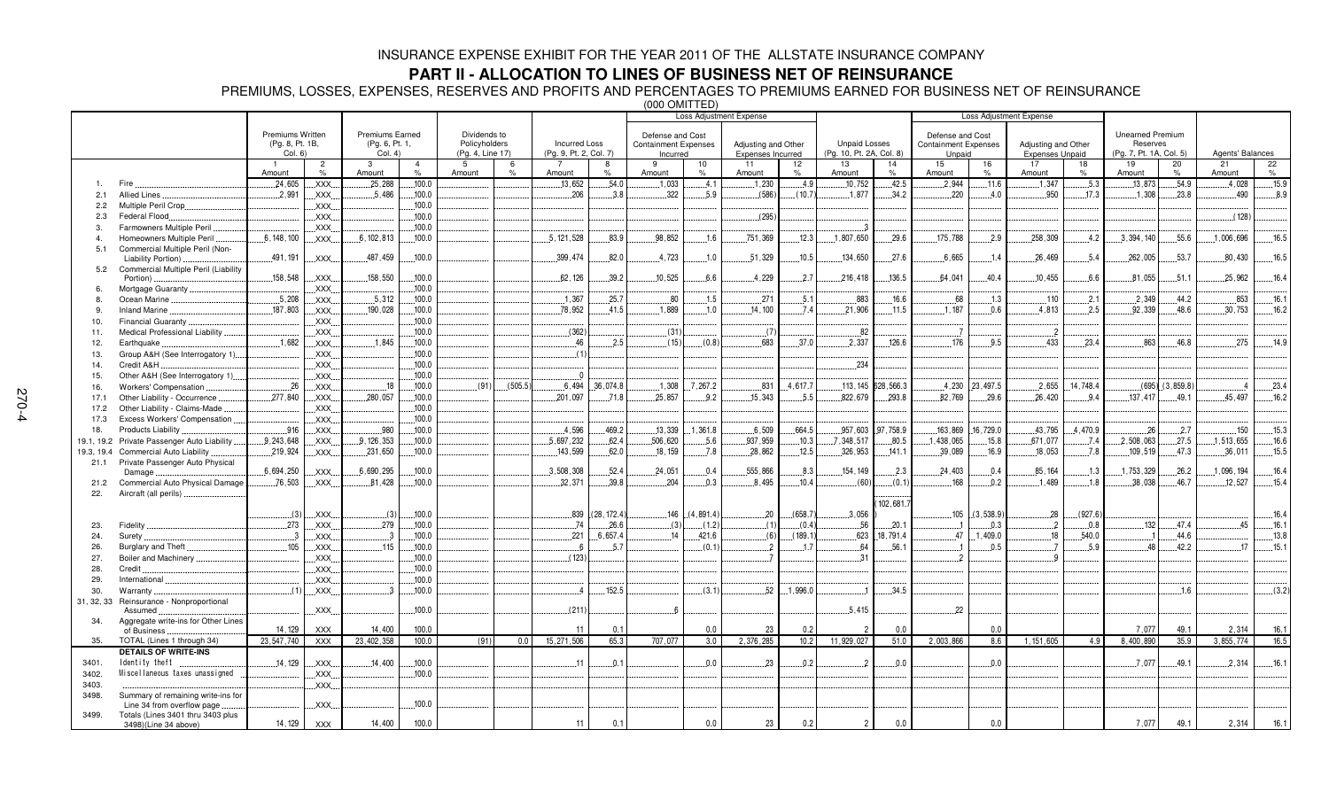# INSURANCE EXPENSE EXHIBIT FOR THE YEAR 2011 OF THE ALLSTATE INSURANCE COMPANY

## PART II - ALLOCATION TO LINES OF BUSINESS NET OF REINSURANCE

PREMIUMS, LOSSES, EXPENSES, RESERVES AND PROFITS AND PERCENTAGES TO PREMIUMS EARNED FOR BUSINESS NET OF REINSURANCE

(000 OMITTED)

| | | Premiums Written (Pg. 8, Pt. 1B, Col. 6) | | Premiums Earned (Pg. 6, Pt. 1, Col. 4) | | Dividends to Policyholders (Pg. 4, Line 17) | | Incurred Loss (Pg. 9, Pt. 2, Col. 7) | | Loss Adjustment Expense: Defense and Cost Containment Expenses Incurred | | Loss Adjustment Expense: Adjusting and Other Expenses Incurred | | Unpaid Losses (Pg. 10, Pt. 2A, Col. 8) | | Loss Adjustment Expense: Defense and Cost Containment Expenses Unpaid | | Loss Adjustment Expense: Adjusting and Other Expenses Unpaid | | Unearned Premium Reserves (Pg. 7, Pt. 1A, Col. 5) | | Agents' Balances | |
|---|---|---|---|---|---|---|---|---|---|---|---|---|---|---|---|---|---|---|---|---|---|---|---|
| | | 1 Amount | 2 % | 3 Amount | 4 % | 5 Amount | 6 % | 7 Amount | 8 % | 9 Amount | 10 % | 11 Amount | 12 % | 13 Amount | 14 % | 15 Amount | 16 % | 17 Amount | 18 % | 19 Amount | 20 % | 21 Amount | 22 % |
| 1. | Fire | 24,605 | XXX | 25,288 | 100.0 | | | 13,652 | 54.0 | 1,033 | 4.1 | 1,230 | 4.9 | 10,752 | 42.5 | 2,944 | 11.6 | 1,347 | 5.3 | 13,873 | 54.9 | 4,028 | 15.9 |
| 2.1 | Allied Lines | 2,991 | XXX | 5,486 | 100.0 | | | 206 | 3.8 | 322 | 5.9 | (586) | (10.7) | 1,877 | 34.2 | 220 | 4.0 | 950 | 17.3 | 1,308 | 23.8 | 490 | 8.9 |
| 2.2 | Multiple Peril Crop | | XXX | | 100.0 | | | | | | | | | | | | | | | | | | |
| 2.3 | Federal Flood | | XXX | | 100.0 | | | | | | | (295) | | | | | | | | | | (128) | |
| 3. | Farmowners Multiple Peril | | XXX | | 100.0 | | | | | | | | | 3 | | | | | | | | | |
| 4. | Homeowners Multiple Peril | 6,148,100 | XXX | 6,102,813 | 100.0 | | | 5,121,528 | 83.9 | 98,852 | 1.6 | 751,369 | 12.3 | 1,807,650 | 29.6 | 175,788 | 2.9 | 258,309 | 4.2 | 3,394,140 | 55.6 | 1,006,696 | 16.5 |
| 5.1 | Commercial Multiple Peril (Non-Liability Portion) | 491,191 | XXX | 487,459 | 100.0 | | | 399,474 | 82.0 | 4,723 | 1.0 | 51,329 | 10.5 | 134,650 | 27.6 | 6,665 | 1.4 | 26,469 | 5.4 | 262,005 | 53.7 | 80,430 | 16.5 |
| 5.2 | Commercial Multiple Peril (Liability Portion) | 158,548 | XXX | 158,550 | 100.0 | | | 62,126 | 39.2 | 10,525 | 6.6 | 4,229 | 2.7 | 216,418 | 136.5 | 64,041 | 40.4 | 10,455 | 6.6 | 81,055 | 51.1 | 25,962 | 16.4 |
| 6. | Mortgage Guaranty | | XXX | | 100.0 | | | | | | | | | | | | | | | | | | |
| 8. | Ocean Marine | 5,208 | XXX | 5,312 | 100.0 | | | 1,367 | 25.7 | 80 | 1.5 | 271 | 5.1 | 883 | 16.6 | 68 | 1.3 | 110 | 2.1 | 2,349 | 44.2 | 853 | 16.1 |
| 9. | Inland Marine | 187,803 | XXX | 190,028 | 100.0 | | | 78,952 | 41.5 | 1,889 | 1.0 | 14,100 | 7.4 | 21,906 | 11.5 | 1,187 | 0.6 | 4,813 | 2.5 | 92,339 | 48.6 | 30,753 | 16.2 |
| 10. | Financial Guaranty | | XXX | | 100.0 | | | | | | | | | | | | | | | | | | |
| 11. | Medical Professional Liability | | XXX | | 100.0 | | | (362) | | (31) | | (7) | | 82 | | 7 | | 2 | | | | | |
| 12. | Earthquake | 1,682 | XXX | 1,845 | 100.0 | | | 46 | 2.5 | (15) | (0.8) | 683 | 37.0 | 2,337 | 126.6 | 176 | 9.5 | 433 | 23.4 | 863 | 46.8 | 275 | 14.9 |
| 13. | Group A&H (See Interrogatory 1) | | XXX | | 100.0 | | | (1) | | | | | | | | | | | | | | | |
| 14. | Credit A&H | | XXX | | 100.0 | | | | | | | | | 234 | | | | | | | | | |
| 15. | Other A&H (See Interrogatory 1) | | XXX | | 100.0 | | | 0 | | | | | | | | | | | | | | | |
| 16. | Workers' Compensation | 26 | XXX | 18 | 100.0 | (91) | (505.5) | 6,494 | 36,074.8 | 1,308 | 7,267.2 | 831 | 4,617.7 | 113,145 | 628,566.3 | 4,230 | 23,497.5 | 2,655 | 14,748.4 | (695) | (3,859.8) | 4 | 23.4 |
| 17.1 | Other Liability - Occurrence | 277,840 | XXX | 280,057 | 100.0 | | | 201,097 | 71.8 | 25,857 | 9.2 | 15,343 | 5.5 | 822,679 | 293.8 | 82,769 | 29.6 | 26,420 | 9.4 | 137,417 | 49.1 | 45,497 | 16.2 |
| 17.2 | Other Liability - Claims-Made | | XXX | | 100.0 | | | | | | | | | | | | | | | | | | |
| 17.3 | Excess Workers' Compensation | | XXX | | 100.0 | | | | | | | | | | | | | | | | | | |
| 18. | Products Liability | 916 | XXX | 980 | 100.0 | | | 4,596 | 469.2 | 13,339 | 1,361.8 | 6,509 | 664.5 | 957,603 | 97,758.9 | 163,869 | 16,729.0 | 43,795 | 4,470.9 | 26 | 2.7 | 150 | 15.3 |
| 19.1, 19.2 | Private Passenger Auto Liability | 9,243,648 | XXX | 9,126,353 | 100.0 | | | 5,697,232 | 62.4 | 506,620 | 5.6 | 937,959 | 10.3 | 7,348,517 | 80.5 | 1,438,065 | 15.8 | 671,077 | 7.4 | 2,508,063 | 27.5 | 1,513,655 | 16.6 |
| 19.3, 19.4 | Commercial Auto Liability | 219,924 | XXX | 231,650 | 100.0 | | | 143,599 | 62.0 | 18,159 | 7.8 | 28,862 | 12.5 | 326,953 | 141.1 | 39,089 | 16.9 | 18,053 | 7.8 | 109,519 | 47.3 | 36,011 | 15.5 |
| 21.1 | Private Passenger Auto Physical Damage | 6,694,250 | XXX | 6,690,295 | 100.0 | | | 3,508,308 | 52.4 | 24,051 | 0.4 | 555,866 | 8.3 | 154,149 | 2.3 | 24,403 | 0.4 | 85,164 | 1.3 | 1,753,329 | 26.2 | 1,096,194 | 16.4 |
| 21.2 | Commercial Auto Physical Damage | 76,503 | XXX | 81,428 | 100.0 | | | 32,371 | 39.8 | 204 | 0.3 | 8,495 | 10.4 | (60) | (0.1) | 168 | 0.2 | 1,489 | 1.8 | 38,038 | 46.7 | 12,527 | 15.4 |
| 22. | Aircraft (all perils) | (3) | XXX | (3) | 100.0 | | | 839 | (28,172.4) | 146 | (4,891.4) | 20 | (658.7) | 3,056 | (102,681.7) | 105 | (3,538.9) | 28 | (927.6) | | | | 16.4 |
| 23. | Fidelity | 273 | XXX | 279 | 100.0 | | | 74 | 26.6 | (3) | (1.2) | (1) | (0.4) | 56 | 20.1 | 1 | 0.3 | 2 | 0.8 | 132 | 47.4 | 45 | 16.1 |
| 24. | Surety | 3 | XXX | 3 | 100.0 | | | 221 | 6,657.4 | 14 | 421.6 | (6) | (189.1) | 623 | 18,791.4 | 47 | 1,409.0 | 18 | 540.0 | 1 | 44.6 | | 13.8 |
| 26. | Burglary and Theft | 105 | XXX | 115 | 100.0 | | | 6 | 5.7 | | (0.1) | 2 | 1.7 | 64 | 56.1 | 1 | 0.5 | 7 | 5.9 | 48 | 42.2 | 17 | 15.1 |
| 27. | Boiler and Machinery | | XXX | | 100.0 | | | (123) | | | | 7 | | 31 | | 2 | | 9 | | | | | |
| 28. | Credit | | XXX | | 100.0 | | | | | | | | | | | | | | | | | | |
| 29. | International | | XXX | | 100.0 | | | | | | | | | | | | | | | | | | |
| 30. | Warranty | (1) | XXX | 3 | 100.0 | | | 4 | 152.5 | | (3.1) | 52 | 1,996.0 | 1 | 34.5 | | | | | | 1.6 | | (3.2) |
| 31, 32, 33 | Reinsurance - Nonproportional Assumed | | XXX | | 100.0 | | | (211) | | 6 | | | | 5,415 | | 22 | | | | | | | |
| 34. | Aggregate write-ins for Other Lines of Business | 14,129 | XXX | 14,400 | 100.0 | | | 11 | 0.1 | | 0.0 | 23 | 0.2 | 2 | 0.0 | | 0.0 | | | 7,077 | 49.1 | 2,314 | 16.1 |
| 35. | TOTAL (Lines 1 through 34) | 23,547,740 | XXX | 23,402,358 | 100.0 | (91) | 0.0 | 15,271,506 | 65.3 | 707,077 | 3.0 | 2,376,285 | 10.2 | 11,929,027 | 51.0 | 2,003,866 | 8.6 | 1,151,605 | 4.9 | 8,400,890 | 35.9 | 3,855,774 | 16.5 |
| | **DETAILS OF WRITE-INS** | | | | | | | | | | | | | | | | | | | | | | |
| 3401. | Identity theft | 14,129 | XXX | 14,400 | 100.0 | | | 11 | 0.1 | | 0.0 | 23 | 0.2 | 2 | 0.0 | | 0.0 | | | 7,077 | 49.1 | 2,314 | 16.1 |
| 3402. | Miscellaneous taxes unassigned | | XXX | | 100.0 | | | | | | | | | | | | | | | | | | |
| 3403. | | | XXX | | | | | | | | | | | | | | | | | | | | |
| 3498. | Summary of remaining write-ins for Line 34 from overflow page | | XXX | | 100.0 | | | | | | | | | | | | | | | | | | |
| 3499. | Totals (Lines 3401 thru 3403 plus 3498)(Line 34 above) | 14,129 | XXX | 14,400 | 100.0 | | | 11 | 0.1 | | 0.0 | 23 | 0.2 | 2 | 0.0 | | 0.0 | | | 7,077 | 49.1 | 2,314 | 16.1 |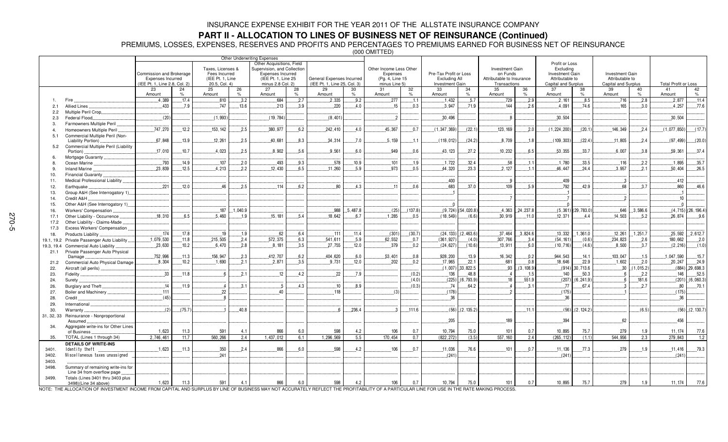# INSURANCE EXPENSE EXHIBIT FOR THE YEAR 2011 OF THE ALLSTATE INSURANCE COMPANY

## PART II - ALLOCATION TO LINES OF BUSINESS NET OF REINSURANCE (Continued)

PREMIUMS, LOSSES, EXPENSES, RESERVES AND PROFITS AND PERCENTAGES TO PREMIUMS EARNED FOR BUSINESS NET OF REINSURANCE

(000 OMITTED)

| | | Other Underwriting Expenses | | | | | | | | | | | | | | | | | | | |
|---|---|---|---|---|---|---|---|---|---|---|---|---|---|---|---|---|---|---|---|---|---|
| | | Commission and Brokerage Expenses Incurred (IEE Pt. 1, Line 2.8, Col. 2) | | Taxes, Licenses & Fees Incurred (IEE Pt. 1, Line 20.5, Col. 4) | | Other Acquisitions, Field Supervision, and Collection Expenses Incurred (IEE Pt. 1, Line 25 minus 2.8 Col. 2) | | General Expenses Incurred (IEE Pt. 1, Line 25, Col. 3) | | Other Income Less Other Expenses (Pg. 4, Line 15 minus Line 5) | | Pre-Tax Profit or Loss Excluding All Investment Gain | | Investment Gain on Funds Attributable to Insurance Transactions | | Profit or Loss Excluding Investment Gain Attributable to Capital and Surplus | | Investment Gain Attributable to Capital and Surplus | | Total Profit or Loss | |
| | | 23 Amount | 24 % | 25 Amount | 26 % | 27 Amount | 28 % | 29 Amount | 30 % | 31 Amount | 32 % | 33 Amount | 34 % | 35 Amount | 36 % | 37 Amount | 38 % | 39 Amount | 40 % | 41 Amount | 42 % |
| 1. | Fire | 4,389 | 17.4 | 810 | 3.2 | 684 | 2.7 | 2,335 | 9.2 | 277 | 1.1 | 1,432 | 5.7 | 729 | 2.9 | 2,161 | 8.5 | 716 | 2.8 | 2,877 | 11.4 |
| 2.1 | Allied Lines | 433 | 7.9 | 747 | 13.6 | 213 | 3.9 | 220 | 4.0 | 15 | 0.3 | 3,947 | 71.9 | 144 | 2.6 | 4,091 | 74.6 | 165 | 3.0 | 4,257 | 77.6 |
| 2.2 | Multiple Peril Crop | | | | | | | | | | | | | | | | | | | | |
| 2.3 | Federal Flood | (20) | | (1,993) | | (19,784) | | (8,401) | | 2 | | 30,496 | | 8 | | 30,504 | | | | 30,504 | |
| 3. | Farmowners Multiple Peril | | | | | | | | | | | | | | | | | | | | |
| 4. | Homeowners Multiple Peril | 747,270 | 12.2 | 153,142 | 2.5 | 380,977 | 6.2 | 242,410 | 4.0 | 45,367 | 0.7 | (1,347,369) | (22.1) | 123,169 | 2.0 | (1,224,200) | (20.1) | 146,349 | 2.4 | (1,077,850) | (17.7) |
| 5.1 | Commercial Multiple Peril (Non-Liability Portion) | 67,848 | 13.9 | 12,261 | 2.5 | 40,681 | 8.3 | 34,314 | 7.0 | 5,159 | 1.1 | (118,012) | (24.2) | 8,709 | 1.8 | (109,303) | (22.4) | 11,805 | 2.4 | (97,499) | (20.0) |
| 5.2 | Commercial Multiple Peril (Liability Portion) | 17,010 | 10.7 | 4,023 | 2.5 | 8,902 | 5.6 | 9,561 | 6.0 | 949 | 0.6 | 43,123 | 27.2 | 10,232 | 6.5 | 53,355 | 33.7 | 6,007 | 3.8 | 59,361 | 37.4 |
| 6. | Mortgage Guaranty | | | | | | | | | | | | | | | | | | | | |
| 8. | Ocean Marine | 793 | 14.9 | 107 | 2.0 | 493 | 9.3 | 578 | 10.9 | 101 | 1.9 | 1,722 | 32.4 | 58 | 1.1 | 1,780 | 33.5 | 116 | 2.2 | 1,895 | 35.7 |
| 9. | Inland Marine | 23,839 | 12.5 | 4,213 | 2.2 | 12,430 | 6.5 | 11,260 | 5.9 | 973 | 0.5 | 44,320 | 23.3 | 2,127 | 1.1 | 46,447 | 24.4 | 3,957 | 2.1 | 50,404 | 26.5 |
| 10. | Financial Guaranty | | | | | | | | | | | | | | | | | | | | |
| 11. | Medical Professional Liability | | | | | | | | | | | 400 | | 9 | | 409 | | 3 | | 412 | |
| 12. | Earthquake | 221 | 12.0 | 46 | 2.5 | 114 | 6.2 | 80 | 4.3 | 11 | 0.6 | 683 | 37.0 | 109 | 5.9 | 792 | 42.9 | 68 | 3.7 | 860 | 46.6 |
| 13. | Group A&H (See Interrogatory 1) | | | | | | | | | | | 1 | | | | 1 | | | | 1 | |
| 14. | Credit A&H | | | | | | | | | | | | | 7 | | 7 | | 2 | | 10 | |
| 15. | Other A&H (See Interrogatory 1) | | | | | | | | | | | 0 | | | | 0 | | | | 0 | |
| 16. | Workers' Compensation | | | 187 | 1,040.9 | | | 988 | 5,487.8 | (25) | (137.8) | (9,724) | (54,020.8) | 4,363 | 24,237.8 | (5,361) | (29,783.0) | 646 | 3,586.6 | (4,715) | (26,196.4) |
| 17.1 | Other Liability - Occurrence | 18,310 | 6.5 | 5,460 | 1.9 | 15,181 | 5.4 | 18,642 | 6.7 | 1,285 | 0.5 | (18,549) | (6.6) | 30,919 | 11.0 | 12,371 | 4.4 | 14,503 | 5.2 | 26,874 | 9.6 |
| 17.2 | Other Liability - Claims-Made | | | | | | | | | | | | | | | | | | | | |
| 17.3 | Excess Workers' Compensation | | | | | | | | | | | | | | | | | | | | |
| 18. | Products Liability | 174 | 17.8 | 19 | 1.9 | 62 | 6.4 | 111 | 11.4 | (301) | (30.7) | (24,133) | (2,463.6) | 37,464 | 3,824.6 | 13,332 | 1,361.0 | 12,261 | 1,251.7 | 25,592 | 2,612.7 |
| 19.1, 19.2 | Private Passenger Auto Liability | 1,079,530 | 11.8 | 215,505 | 2.4 | 572,375 | 6.3 | 541,611 | 5.9 | 62,552 | 0.7 | (361,927) | (4.0) | 307,766 | 3.4 | (54,161) | (0.6) | 234,823 | 2.6 | 180,662 | 2.0 |
| 19.3, 19.4 | Commercial Auto Liability | 23,630 | 10.2 | 6,470 | 2.8 | 8,181 | 3.5 | 27,755 | 12.0 | 379 | 0.2 | (24,627) | (10.6) | 13,911 | 6.0 | (10,716) | (4.6) | 8,500 | 3.7 | (2,216) | (1.0) |
| 21.1 | Private Passenger Auto Physical Damage | 752,996 | 11.3 | 156,947 | 2.3 | 412,707 | 6.2 | 404,620 | 6.0 | 53,401 | 0.8 | 928,200 | 13.9 | 16,342 | 0.2 | 944,543 | 14.1 | 103,047 | 1.5 | 1,047,590 | 15.7 |
| 21.2 | Commercial Auto Physical Damage | 8,304 | 10.2 | 1,690 | 2.1 | 2,871 | 3.5 | 9,731 | 12.0 | 202 | 0.2 | 17,965 | 22.1 | 681 | 0.8 | 18,646 | 22.9 | 1,602 | 2.0 | 20,247 | 24.9 |
| 22. | Aircraft (all perils) | | | | | | | | | | | (1,007) | 33,822.5 | 93 | (3,108.9) | (914) | 30,713.6 | 30 | (1,015.2) | (884) | 29,698.3 |
| 23. | Fidelity | 33 | 11.8 | 6 | 2.1 | 12 | 4.2 | 22 | 7.9 | | (0.2) | 136 | 48.8 | 4 | 1.5 | 140 | 50.3 | 6 | 2.2 | 146 | 52.5 |
| 24. | Surety | | | | | | | | | | (4.0) | (225) | (6,793.9) | 18 | 551.9 | (207) | (6,241.9) | 6 | 181.6 | (201) | (6,060.3) |
| 26. | Burglary and Theft | 14 | 11.9 | 4 | 3.1 | 5 | 4.3 | 10 | 8.9 | | (0.3) | 74 | 64.2 | 4 | 3.1 | 77 | 67.4 | 3 | 2.7 | 80 | 70.1 |
| 27. | Boiler and Machinery | 111 | | 22 | | 40 | | 118 | | (3) | | (178) | | 2 | | (175) | | 1 | | (175) | |
| 28. | Credit | (45) | | 8 | | | | | | | | 36 | | | | 36 | | | | 36 | |
| 29. | International | | | | | | | | | | | | | | | | | | | | |
| 30. | Warranty | (2) | (75.7) | 1 | 40.8 | | | 6 | 236.4 | 3 | 111.6 | (56) | (2,135.2) | | 11.1 | (56) | (2,124.2) | | (6.5) | (56) | (2,130.7) |
| 31, 32, 33 | Reinsurance - Nonproportional Assumed | | | | | | | | | | | 205 | | 189 | | 394 | | 62 | | 456 | |
| 34. | Aggregate write-ins for Other Lines of Business | 1,623 | 11.3 | 591 | 4.1 | 866 | 6.0 | 598 | 4.2 | 106 | 0.7 | 10,794 | 75.0 | 101 | 0.7 | 10,895 | 75.7 | 279 | 1.9 | 11,174 | 77.6 |
| 35. | TOTAL (Lines 1 through 34) | 2,746,461 | 11.7 | 560,266 | 2.4 | 1,437,012 | 6.1 | 1,296,569 | 5.5 | 170,454 | 0.7 | (822,272) | (3.5) | 557,160 | 2.4 | (265,112) | (1.1) | 544,956 | 2.3 | 279,843 | 1.2 |
| | **DETAILS OF WRITE-INS** | | | | | | | | | | | | | | | | | | | | |
| 3401. | Identity theft | 1,623 | 11.3 | 350 | 2.4 | 866 | 6.0 | 598 | 4.2 | 106 | 0.7 | 11,036 | 76.6 | 101 | 0.7 | 11,136 | 77.3 | 279 | 1.9 | 11,416 | 79.3 |
| 3402. | Miscellaneous taxes unassigned | | | 241 | | | | | | | | (241) | | | | (241) | | | | (241) | |
| 3403. | | | | | | | | | | | | | | | | | | | | | |
| 3498. | Summary of remaining write-ins for Line 34 from overflow page | | | | | | | | | | | | | | | | | | | | |
| 3499. | Totals (Lines 3401 thru 3403 plus 3498)(Line 34 above) | 1,623 | 11.3 | 591 | 4.1 | 866 | 6.0 | 598 | 4.2 | 106 | 0.7 | 10,794 | 75.0 | 101 | 0.7 | 10,895 | 75.7 | 279 | 1.9 | 11,174 | 77.6 |

NOTE: THE ALLOCATION OF INVESTMENT INCOME FROM CAPITAL AND SURPLUS BY LINE OF BUSINESS MAY NOT ACCURATELY REFLECT THE PROFITABILITY OF A PARTICULAR LINE FOR USE IN THE RATE MAKING PROCESS.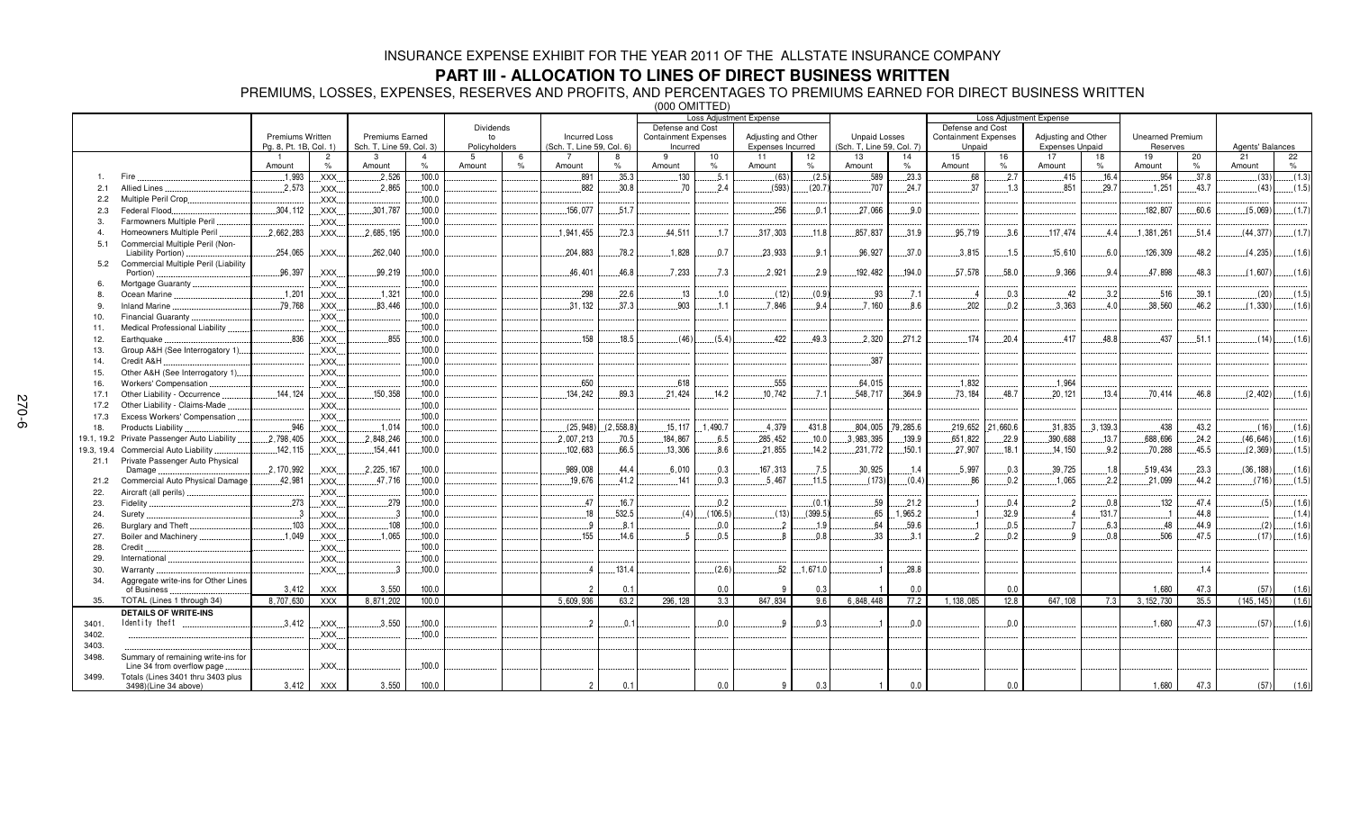# INSURANCE EXPENSE EXHIBIT FOR THE YEAR 2011 OF THE ALLSTATE INSURANCE COMPANY

## PART III - ALLOCATION TO LINES OF DIRECT BUSINESS WRITTEN

PREMIUMS, LOSSES, EXPENSES, RESERVES AND PROFITS, AND PERCENTAGES TO PREMIUMS EARNED FOR DIRECT BUSINESS WRITTEN

(000 OMITTED)

| | | Premiums Written Pg. 8, Pt. 1B, Col. 1) | | Premiums Earned Sch. T, Line 59, Col. 3) | | Dividends to Policyholders | | Incurred Loss (Sch. T, Line 59, Col. 6) | | Loss Adjustment Expense: Defense and Cost Containment Expenses Incurred | | Loss Adjustment Expense: Adjusting and Other Expenses Incurred | | Unpaid Losses (Sch. T, Line 59, Col. 7) | | Loss Adjustment Expense: Defense and Cost Containment Expenses Unpaid | | Loss Adjustment Expense: Adjusting and Other Expenses Unpaid | | Unearned Premium Reserves | | Agents' Balances | |
|---|---|---|---|---|---|---|---|---|---|---|---|---|---|---|---|---|---|---|---|---|---|---|---|
| | | 1 Amount | 2 % | 3 Amount | 4 % | 5 Amount | 6 % | 7 Amount | 8 % | 9 Amount | 10 % | 11 Amount | 12 % | 13 Amount | 14 % | 15 Amount | 16 % | 17 Amount | 18 % | 19 Amount | 20 % | 21 Amount | 22 % |
| 1. | Fire | 1,993 | XXX | 2,526 | 100.0 | | | 891 | 35.3 | 130 | 5.1 | (63) | (2.5) | 589 | 23.3 | 68 | 2.7 | 415 | 16.4 | 954 | 37.8 | (33) | (1.3) |
| 2.1 | Allied Lines | 2,573 | XXX | 2,865 | 100.0 | | | 882 | 30.8 | 70 | 2.4 | (593) | (20.7) | 707 | 24.7 | 37 | 1.3 | 851 | 29.7 | 1,251 | 43.7 | (43) | (1.5) |
| 2.2 | Multiple Peril Crop | | XXX | | 100.0 | | | | | | | | | | | | | | | | | | |
| 2.3 | Federal Flood | 304,112 | XXX | 301,787 | 100.0 | | | 156,077 | 51.7 | | | 256 | 0.1 | 27,066 | 9.0 | | | | | 182,807 | 60.6 | (5,069) | (1.7) |
| 3. | Farmowners Multiple Peril | | XXX | | 100.0 | | | | | | | | | | | | | | | | | | |
| 4. | Homeowners Multiple Peril | 2,662,283 | XXX | 2,685,195 | 100.0 | | | 1,941,455 | 72.3 | 44,511 | 1.7 | 317,303 | 11.8 | 857,837 | 31.9 | 95,719 | 3.6 | 117,474 | 4.4 | 1,381,261 | 51.4 | (44,377) | (1.7) |
| 5.1 | Commercial Multiple Peril (Non-Liability Portion) | 254,065 | XXX | 262,040 | 100.0 | | | 204,883 | 78.2 | 1,828 | 0.7 | 23,933 | 9.1 | 96,927 | 37.0 | 3,815 | 1.5 | 15,610 | 6.0 | 126,309 | 48.2 | (4,235) | (1.6) |
| 5.2 | Commercial Multiple Peril (Liability Portion) | 96,397 | XXX | 99,219 | 100.0 | | | 46,401 | 46.8 | 7,233 | 7.3 | 2,921 | 2.9 | 192,482 | 194.0 | 57,578 | 58.0 | 9,366 | 9.4 | 47,898 | 48.3 | (1,607) | (1.6) |
| 6. | Mortgage Guaranty | | XXX | | 100.0 | | | | | | | | | | | | | | | | | | |
| 8. | Ocean Marine | 1,201 | XXX | 1,321 | 100.0 | | | 298 | 22.6 | 13 | 1.0 | (12) | (0.9) | 93 | 7.1 | 4 | 0.3 | 42 | 3.2 | 516 | 39.1 | (20) | (1.5) |
| 9. | Inland Marine | 79,768 | XXX | 83,446 | 100.0 | | | 31,132 | 37.3 | 903 | 1.1 | 7,846 | 9.4 | 7,160 | 8.6 | 202 | 0.2 | 3,363 | 4.0 | 38,560 | 46.2 | (1,330) | (1.6) |
| 10. | Financial Guaranty | | XXX | | 100.0 | | | | | | | | | | | | | | | | | | |
| 11. | Medical Professional Liability | | XXX | | 100.0 | | | | | | | | | | | | | | | | | | |
| 12. | Earthquake | 836 | XXX | 855 | 100.0 | | | 158 | 18.5 | (46) | (5.4) | 422 | 49.3 | 2,320 | 271.2 | 174 | 20.4 | 417 | 48.8 | 437 | 51.1 | (14) | (1.6) |
| 13. | Group A&H (See Interrogatory 1) | | XXX | | 100.0 | | | | | | | | | | | | | | | | | | |
| 14. | Credit A&H | | XXX | | 100.0 | | | | | | | | | 387 | | | | | | | | | |
| 15. | Other A&H (See Interrogatory 1) | | XXX | | 100.0 | | | | | | | | | | | | | | | | | | |
| 16. | Workers' Compensation | | XXX | | 100.0 | | | 650 | | 618 | | 555 | | 64,015 | | 1,832 | | 1,964 | | | | | |
| 17.1 | Other Liability - Occurrence | 144,124 | XXX | 150,358 | 100.0 | | | 134,242 | 89.3 | 21,424 | 14.2 | 10,742 | 7.1 | 548,717 | 364.9 | 73,184 | 48.7 | 20,121 | 13.4 | 70,414 | 46.8 | (2,402) | (1.6) |
| 17.2 | Other Liability - Claims-Made | | XXX | | 100.0 | | | | | | | | | | | | | | | | | | |
| 17.3 | Excess Workers' Compensation | | XXX | | 100.0 | | | | | | | | | | | | | | | | | | |
| 18. | Products Liability | 946 | XXX | 1,014 | 100.0 | | | (25,948) | (2,558.8) | 15,117 | 1,490.7 | 4,379 | 431.8 | 804,005 | 79,285.6 | 219,652 | 21,660.6 | 31,835 | 3,139.3 | 438 | 43.2 | (16) | (1.6) |
| 19.1, 19.2 | Private Passenger Auto Liability | 2,798,405 | XXX | 2,848,246 | 100.0 | | | 2,007,213 | 70.5 | 184,867 | 6.5 | 285,452 | 10.0 | 3,983,395 | 139.9 | 651,822 | 22.9 | 390,688 | 13.7 | 688,696 | 24.2 | (46,646) | (1.6) |
| 19.3, 19.4 | Commercial Auto Liability | 142,115 | XXX | 154,441 | 100.0 | | | 102,683 | 66.5 | 13,306 | 8.6 | 21,855 | 14.2 | 231,772 | 150.1 | 27,907 | 18.1 | 14,150 | 9.2 | 70,288 | 45.5 | (2,369) | (1.5) |
| 21.1 | Private Passenger Auto Physical Damage | 2,170,992 | XXX | 2,225,167 | 100.0 | | | 989,008 | 44.4 | 6,010 | 0.3 | 167,313 | 7.5 | 30,925 | 1.4 | 5,997 | 0.3 | 39,725 | 1.8 | 519,434 | 23.3 | (36,188) | (1.6) |
| 21.2 | Commercial Auto Physical Damage | 42,981 | XXX | 47,716 | 100.0 | | | 19,676 | 41.2 | 141 | 0.3 | 5,467 | 11.5 | (173) | (0.4) | 86 | 0.2 | 1,065 | 2.2 | 21,099 | 44.2 | (716) | (1.5) |
| 22. | Aircraft (all perils) | | XXX | | 100.0 | | | | | | | | | | | | | | | | | | |
| 23. | Fidelity | 273 | XXX | 279 | 100.0 | | | 47 | 16.7 | | 0.2 | | (0.1) | 59 | 21.2 | 1 | 0.4 | 2 | 0.8 | 132 | 47.4 | (5) | (1.6) |
| 24. | Surety | 3 | XXX | 3 | 100.0 | | | 18 | 532.5 | (4) | (106.5) | (13) | (399.5) | 65 | 1,965.2 | 1 | 32.9 | 4 | 131.7 | 1 | 44.8 | | (1.4) |
| 26. | Burglary and Theft | 103 | XXX | 108 | 100.0 | | | 9 | 8.1 | | 0.0 | 2 | 1.9 | 64 | 59.6 | 1 | 0.5 | 7 | 6.3 | 48 | 44.9 | (2) | (1.6) |
| 27. | Boiler and Machinery | 1,049 | XXX | 1,065 | 100.0 | | | 155 | 14.6 | 5 | 0.5 | 8 | 0.8 | 33 | 3.1 | 2 | 0.2 | 9 | 0.8 | 506 | 47.5 | (17) | (1.6) |
| 28. | Credit | | XXX | | 100.0 | | | | | | | | | | | | | | | | | | |
| 29. | International | | XXX | | 100.0 | | | | | | | | | | | | | | | | | | |
| 30. | Warranty | | XXX | 3 | 100.0 | | | 4 | 131.4 | | (2.6) | 52 | 1,671.0 | 1 | 28.8 | | | | | | 1.4 | | |
| 34. | Aggregate write-ins for Other Lines of Business | 3,412 | XXX | 3,550 | 100.0 | | | 2 | 0.1 | | 0.0 | 9 | 0.3 | 1 | 0.0 | | 0.0 | | | 1,680 | 47.3 | (57) | (1.6) |
| 35. | TOTAL (Lines 1 through 34) | 8,707,630 | XXX | 8,871,202 | 100.0 | | | 5,609,936 | 63.2 | 296,128 | 3.3 | 847,834 | 9.6 | 6,848,448 | 77.2 | 1,138,085 | 12.8 | 647,108 | 7.3 | 3,152,730 | 35.5 | (145,145) | (1.6) |
| | **DETAILS OF WRITE-INS** | | | | | | | | | | | | | | | | | | | | | | |
| 3401. | Identity theft | 3,412 | XXX | 3,550 | 100.0 | | | 2 | 0.1 | | 0.0 | 9 | 0.3 | 1 | 0.0 | | 0.0 | | | 1,680 | 47.3 | (57) | (1.6) |
| 3402. | | | XXX | | 100.0 | | | | | | | | | | | | | | | | | | |
| 3403. | | | XXX | | | | | | | | | | | | | | | | | | | | |
| 3498. | Summary of remaining write-ins for Line 34 from overflow page | | XXX | | 100.0 | | | | | | | | | | | | | | | | | | |
| 3499. | Totals (Lines 3401 thru 3403 plus 3498)(Line 34 above) | 3,412 | XXX | 3,550 | 100.0 | | | 2 | 0.1 | | 0.0 | 9 | 0.3 | 1 | 0.0 | | 0.0 | | | 1,680 | 47.3 | (57) | (1.6) |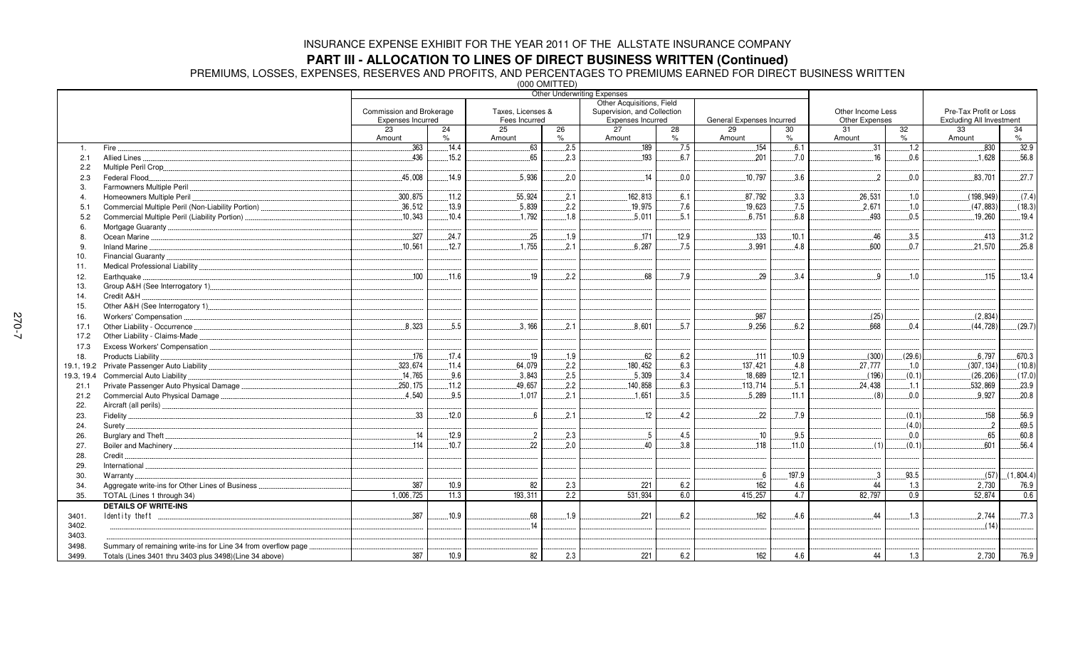# INSURANCE EXPENSE EXHIBIT FOR THE YEAR 2011 OF THE ALLSTATE INSURANCE COMPANY

## PART III - ALLOCATION TO LINES OF DIRECT BUSINESS WRITTEN (Continued)

PREMIUMS, LOSSES, EXPENSES, RESERVES AND PROFITS, AND PERCENTAGES TO PREMIUMS EARNED FOR DIRECT BUSINESS WRITTEN

(000 OMITTED)

| | | Other Underwriting Expenses | | | | | | | | | | | |
|---|---|---|---|---|---|---|---|---|---|---|---|---|---|
| | | Commission and Brokerage Expenses Incurred | | Taxes, Licenses & Fees Incurred | | Other Acquisitions, Field Supervision, and Collection Expenses Incurred | | General Expenses Incurred | | Other Income Less Other Expenses | | Pre-Tax Profit or Loss Excluding All Investment | |
| | | 23 Amount | 24 % | 25 Amount | 26 % | 27 Amount | 28 % | 29 Amount | 30 % | 31 Amount | 32 % | 33 Amount | 34 % |
| 1. | Fire | 363 | 14.4 | 63 | 2.5 | 189 | 7.5 | 154 | 6.1 | 31 | 1.2 | 830 | 32.9 |
| 2.1 | Allied Lines | 436 | 15.2 | 65 | 2.3 | 193 | 6.7 | 201 | 7.0 | 16 | 0.6 | 1,628 | 56.8 |
| 2.2 | Multiple Peril Crop | | | | | | | | | | | | |
| 2.3 | Federal Flood | 45,008 | 14.9 | 5,936 | 2.0 | 14 | 0.0 | 10,797 | 3.6 | 2 | 0.0 | 83,701 | 27.7 |
| 3. | Farmowners Multiple Peril | | | | | | | | | | | | |
| 4. | Homeowners Multiple Peril | 300,875 | 11.2 | 55,924 | 2.1 | 162,813 | 6.1 | 87,792 | 3.3 | 26,531 | 1.0 | (198,949) | (7.4) |
| 5.1 | Commercial Multiple Peril (Non-Liability Portion) | 36,512 | 13.9 | 5,839 | 2.2 | 19,975 | 7.6 | 19,623 | 7.5 | 2,671 | 1.0 | (47,883) | (18.3) |
| 5.2 | Commercial Multiple Peril (Liability Portion) | 10,343 | 10.4 | 1,792 | 1.8 | 5,011 | 5.1 | 6,751 | 6.8 | 493 | 0.5 | 19,260 | 19.4 |
| 6. | Mortgage Guaranty | | | | | | | | | | | | |
| 8. | Ocean Marine | 327 | 24.7 | 25 | 1.9 | 171 | 12.9 | 133 | 10.1 | 46 | 3.5 | 413 | 31.2 |
| 9. | Inland Marine | 10,561 | 12.7 | 1,755 | 2.1 | 6,287 | 7.5 | 3,991 | 4.8 | 600 | 0.7 | 21,570 | 25.8 |
| 10. | Financial Guaranty | | | | | | | | | | | | |
| 11. | Medical Professional Liability | | | | | | | | | | | | |
| 12. | Earthquake | 100 | 11.6 | 19 | 2.2 | 68 | 7.9 | 29 | 3.4 | 9 | 1.0 | 115 | 13.4 |
| 13. | Group A&H (See Interrogatory 1) | | | | | | | | | | | | |
| 14. | Credit A&H | | | | | | | | | | | | |
| 15. | Other A&H (See Interrogatory 1) | | | | | | | | | | | | |
| 16. | Workers' Compensation | | | | | | | 987 | | (25) | | (2,834) | |
| 17.1 | Other Liability - Occurrence | 8,323 | 5.5 | 3,166 | 2.1 | 8,601 | 5.7 | 9,256 | 6.2 | 668 | 0.4 | (44,728) | (29.7) |
| 17.2 | Other Liability - Claims-Made | | | | | | | | | | | | |
| 17.3 | Excess Workers' Compensation | | | | | | | | | | | | |
| 18. | Products Liability | 176 | 17.4 | 19 | 1.9 | 62 | 6.2 | 111 | 10.9 | (300) | (29.6) | 6,797 | 670.3 |
| 19.1, 19.2 | Private Passenger Auto Liability | 323,674 | 11.4 | 64,079 | 2.2 | 180,452 | 6.3 | 137,421 | 4.8 | 27,777 | 1.0 | (307,134) | (10.8) |
| 19.3, 19.4 | Commercial Auto Liability | 14,765 | 9.6 | 3,843 | 2.5 | 5,309 | 3.4 | 18,689 | 12.1 | (196) | (0.1) | (26,206) | (17.0) |
| 21.1 | Private Passenger Auto Physical Damage | 250,175 | 11.2 | 49,657 | 2.2 | 140,858 | 6.3 | 113,714 | 5.1 | 24,438 | 1.1 | 532,869 | 23.9 |
| 21.2 | Commercial Auto Physical Damage | 4,540 | 9.5 | 1,017 | 2.1 | 1,651 | 3.5 | 5,289 | 11.1 | (8) | 0.0 | 9,927 | 20.8 |
| 22. | Aircraft (all perils) | | | | | | | | | | | | |
| 23. | Fidelity | 33 | 12.0 | 6 | 2.1 | 12 | 4.2 | 22 | 7.9 | | (0.1) | 158 | 56.9 |
| 24. | Surety | | | | | | | | | | (4.0) | 2 | 69.5 |
| 26. | Burglary and Theft | 14 | 12.9 | 2 | 2.3 | 5 | 4.5 | 10 | 9.5 | | 0.0 | 65 | 60.8 |
| 27. | Boiler and Machinery | 114 | 10.7 | 22 | 2.0 | 40 | 3.8 | 118 | 11.0 | (1) | (0.1) | 601 | 56.4 |
| 28. | Credit | | | | | | | | | | | | |
| 29. | International | | | | | | | | | | | | |
| 30. | Warranty | | | | | | | 6 | 197.9 | 3 | 93.5 | (57) | (1,804.4) |
| 34. | Aggregate write-ins for Other Lines of Business | 387 | 10.9 | 82 | 2.3 | 221 | 6.2 | 162 | 4.6 | 44 | 1.3 | 2,730 | 76.9 |
| 35. | TOTAL (Lines 1 through 34) | 1,006,725 | 11.3 | 193,311 | 2.2 | 531,934 | 6.0 | 415,257 | 4.7 | 82,797 | 0.9 | 52,874 | 0.6 |
| | **DETAILS OF WRITE-INS** | | | | | | | | | | | | |
| 3401. | Identity theft | 387 | 10.9 | 68 | 1.9 | 221 | 6.2 | 162 | 4.6 | 44 | 1.3 | 2,744 | 77.3 |
| 3402. | | | | 14 | | | | | | | | (14) | |
| 3403. | | | | | | | | | | | | | |
| 3498. | Summary of remaining write-ins for Line 34 from overflow page | | | | | | | | | | | | |
| 3499. | Totals (Lines 3401 thru 3403 plus 3498)(Line 34 above) | 387 | 10.9 | 82 | 2.3 | 221 | 6.2 | 162 | 4.6 | 44 | 1.3 | 2,730 | 76.9 |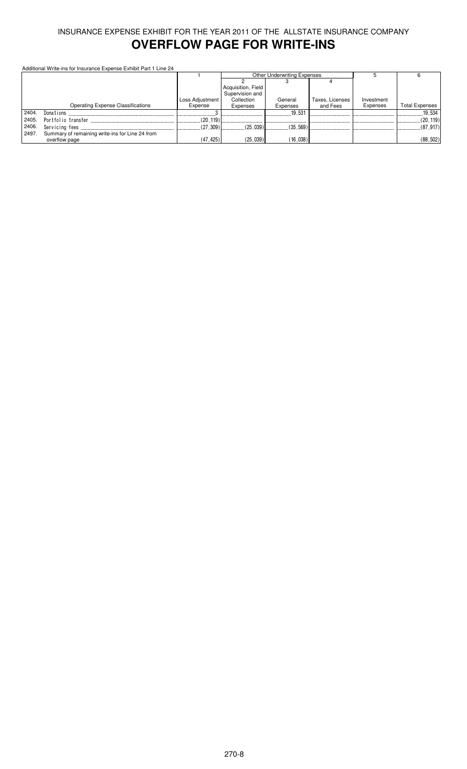# INSURANCE EXPENSE EXHIBIT FOR THE YEAR 2011 OF THE ALLSTATE INSURANCE COMPANY

## OVERFLOW PAGE FOR WRITE-INS

Additional Write-ins for Insurance Expense Exhibit Part 1 Line 24

| | | 1 | Other Underwriting Expenses | | | 5 | 6 |
|---|---|---|---|---|---|---|---|
| | | | 2 | 3 | 4 | | |
| | Operating Expense Classifications | Loss Adjustment Expense | Acquisition, Field Supervision and Collection Expenses | General Expenses | Taxes, Licenses and Fees | Investment Expenses | Total Expenses |
| 2404. | Donations | 3 | | 19,531 | | | 19,534 |
| 2405. | Portfolio transfer | (20,119) | | | | | (20,119) |
| 2406. | Servicing fees | (27,309) | (25,039) | (35,569) | | | (87,917) |
| 2497. | Summary of remaining write-ins for Line 24 from overflow page | (47,425) | (25,039) | (16,038) | | | (88,502) |